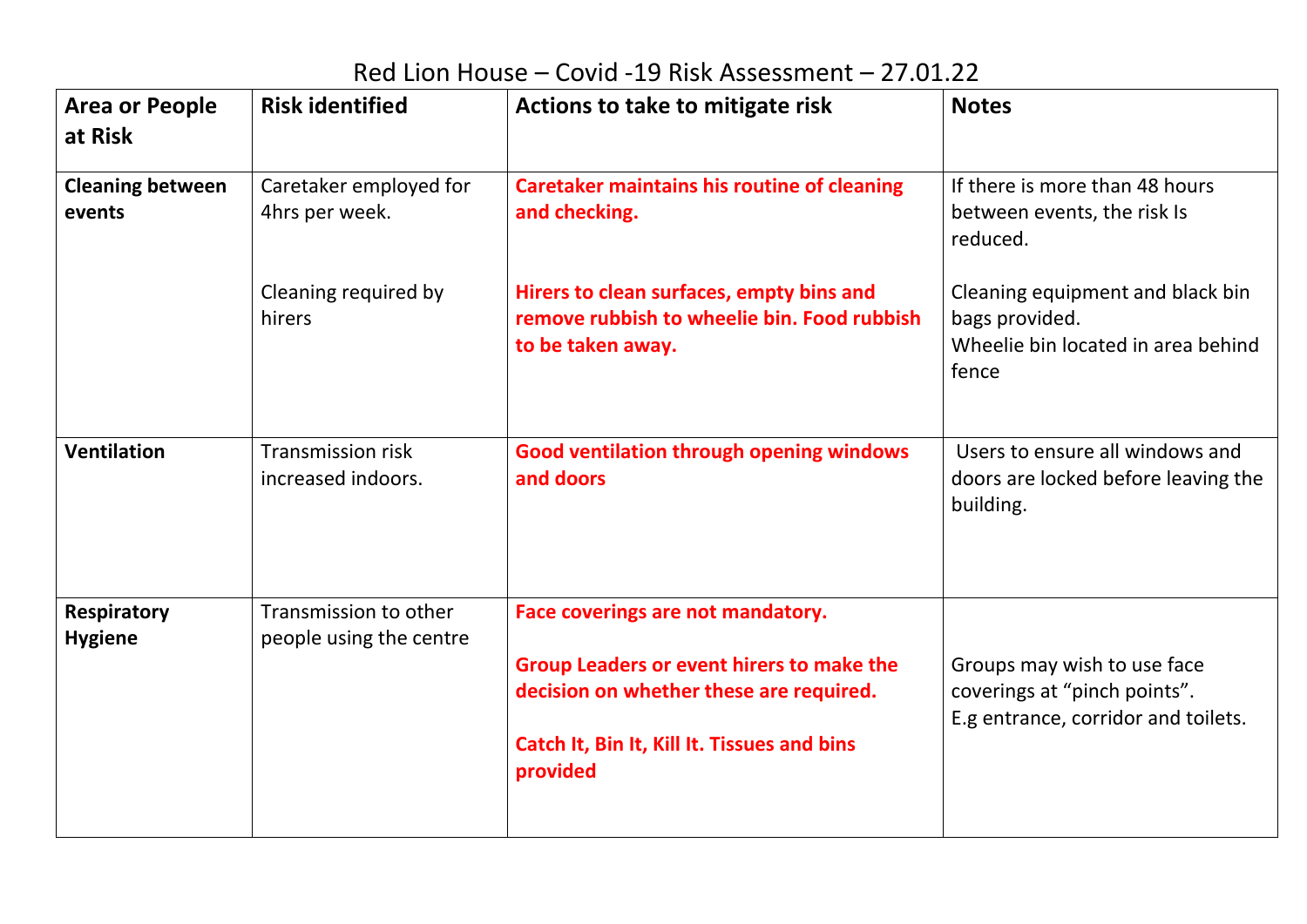# Red Lion House – Covid -19 Risk Assessment – 27.01.22

| Area or People at Risk | Risk identified | Actions to take to mitigate risk | Notes |
|---|---|---|---|
| **Cleaning between events** | Caretaker employed for 4hrs per week.<br><br>Cleaning required by hirers | **Caretaker maintains his routine of cleaning and checking.**<br><br>**Hirers to clean surfaces, empty bins and remove rubbish to wheelie bin. Food rubbish to be taken away.** | If there is more than 48 hours between events, the risk Is reduced.<br><br>Cleaning equipment and black bin bags provided.<br>Wheelie bin located in area behind fence |
| **Ventilation** | Transmission risk increased indoors. | **Good ventilation through opening windows and doors** | Users to ensure all windows and doors are locked before leaving the building. |
| **Respiratory Hygiene** | Transmission to other people using the centre | **Face coverings are not mandatory.**<br><br>**Group Leaders or event hirers to make the decision on whether these are required.**<br><br>**Catch It, Bin It, Kill It. Tissues and bins provided** | Groups may wish to use face coverings at "pinch points".<br>E.g entrance, corridor and toilets. |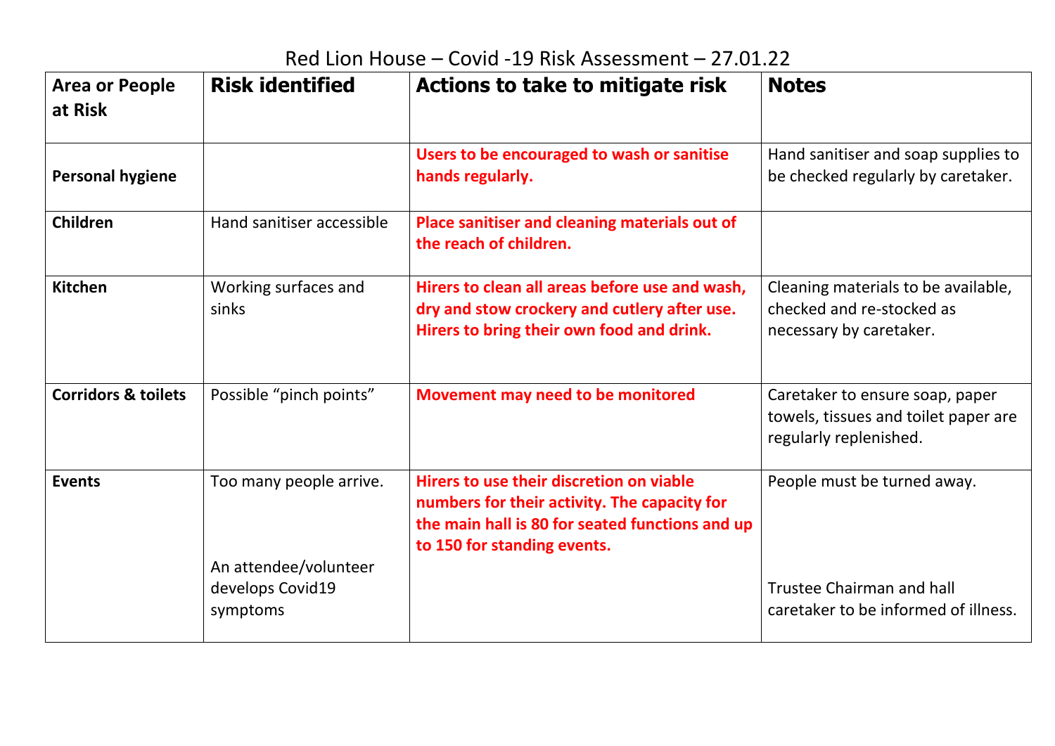# Red Lion House – Covid -19 Risk Assessment – 27.01.22

| Area or People at Risk | Risk identified | Actions to take to mitigate risk | Notes |
|---|---|---|---|
| **Personal hygiene** | | **Users to be encouraged to wash or sanitise hands regularly.** | Hand sanitiser and soap supplies to be checked regularly by caretaker. |
| **Children** | Hand sanitiser accessible | **Place sanitiser and cleaning materials out of the reach of children.** | |
| **Kitchen** | Working surfaces and sinks | **Hirers to clean all areas before use and wash, dry and stow crockery and cutlery after use. Hirers to bring their own food and drink.** | Cleaning materials to be available, checked and re-stocked as necessary by caretaker. |
| **Corridors & toilets** | Possible "pinch points" | **Movement may need to be monitored** | Caretaker to ensure soap, paper towels, tissues and toilet paper are regularly replenished. |
| **Events** | Too many people arrive. | **Hirers to use their discretion on viable numbers for their activity. The capacity for the main hall is 80 for seated functions and up to 150 for standing events.** | People must be turned away. |
| | An attendee/volunteer develops Covid19 symptoms | | Trustee Chairman and hall caretaker to be informed of illness. |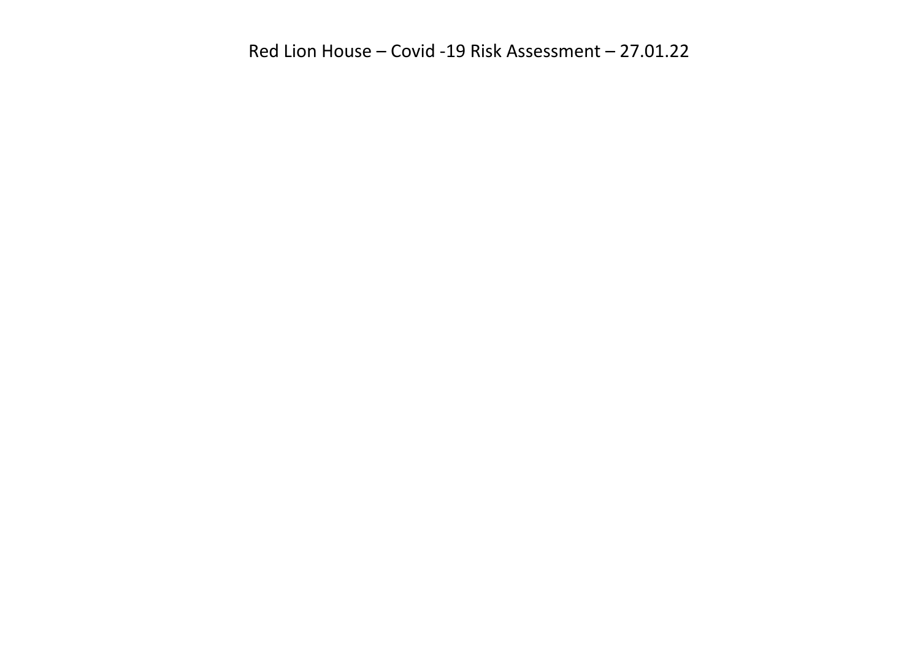Red Lion House – Covid -19 Risk Assessment – 27.01.22